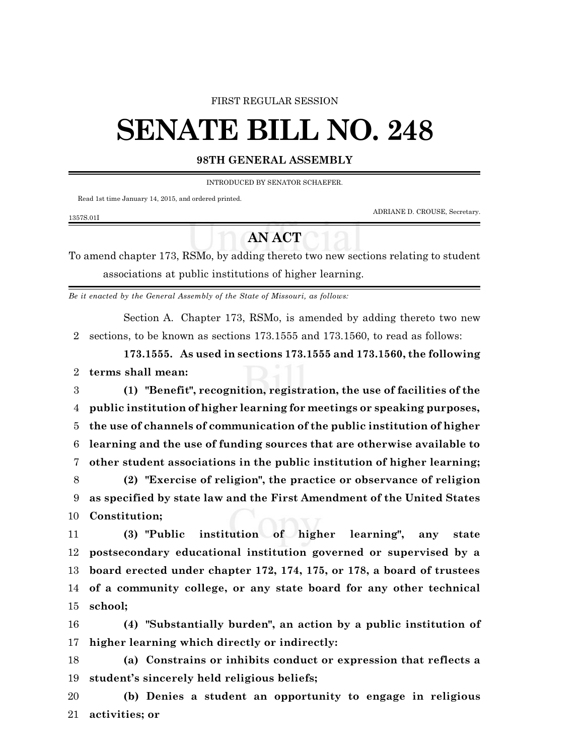FIRST REGULAR SESSION

# SENATE BILL NO. 248

**98TH GENERAL ASSEMBLY**

INTRODUCED BY SENATOR SCHAEFER.

Read 1st time January 14, 2015, and ordered printed.

ADRIANE D. CROUSE, Secretary.

1357S.01I

## AN ACT

To amend chapter 173, RSMo, by adding thereto two new sections relating to student associations at public institutions of higher learning.

*Be it enacted by the General Assembly of the State of Missouri, as follows:*

Section A. Chapter 173, RSMo, is amended by adding thereto two new sections, to be known as sections 173.1555 and 173.1560, to read as follows:

**173.1555. As used in sections 173.1555 and 173.1560, the following terms shall mean:**

**(1) "Benefit", recognition, registration, the use of facilities of the public institution of higher learning for meetings or speaking purposes, the use of channels of communication of the public institution of higher learning and the use of funding sources that are otherwise available to other student associations in the public institution of higher learning;**

**(2) "Exercise of religion", the practice or observance of religion as specified by state law and the First Amendment of the United States Constitution;**

**(3) "Public institution of higher learning", any state postsecondary educational institution governed or supervised by a board erected under chapter 172, 174, 175, or 178, a board of trustees of a community college, or any state board for any other technical school;**

**(4) "Substantially burden", an action by a public institution of higher learning which directly or indirectly:**

**(a) Constrains or inhibits conduct or expression that reflects a student's sincerely held religious beliefs;**

**(b) Denies a student an opportunity to engage in religious activities; or**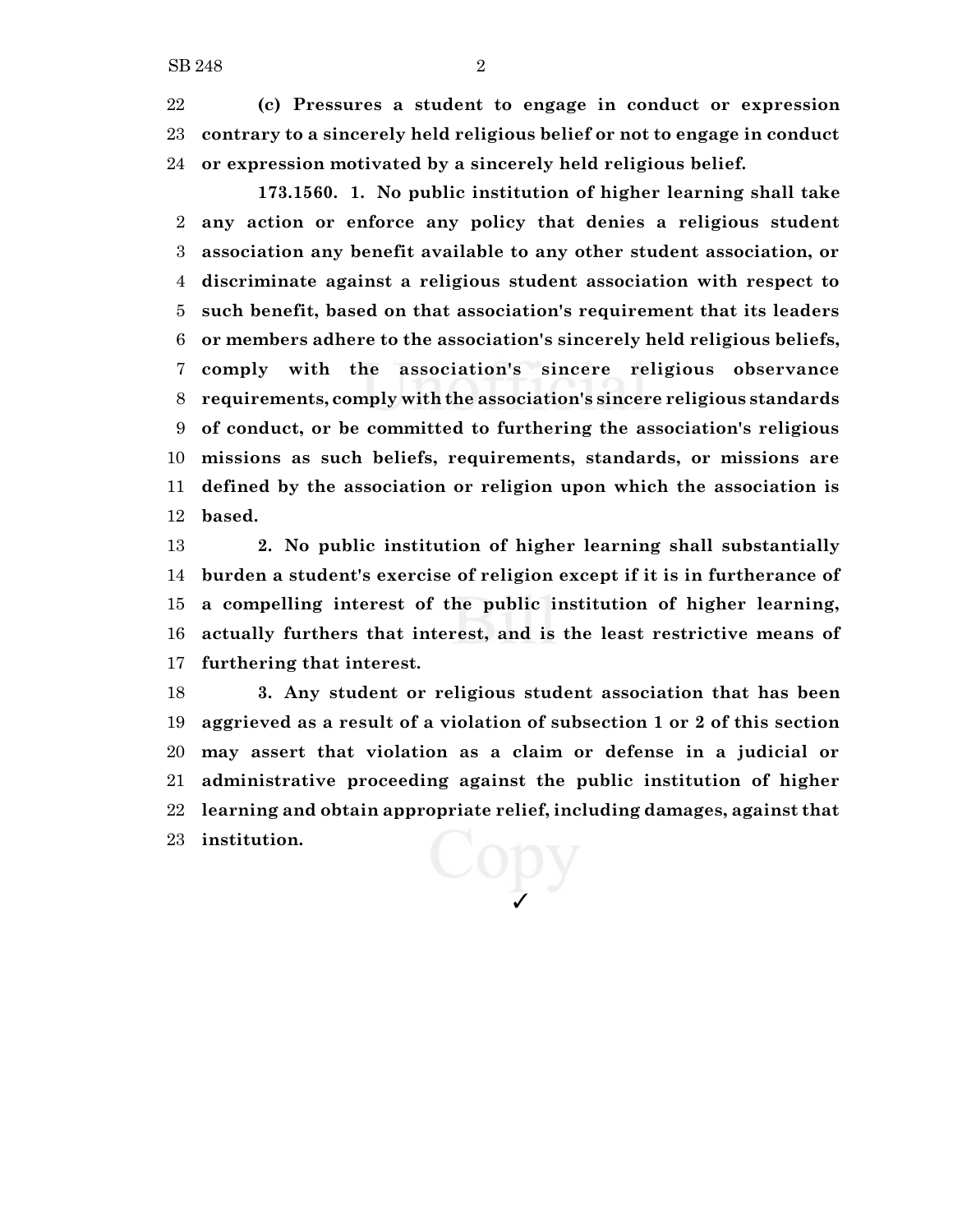**(c) Pressures a student to engage in conduct or expression contrary to a sincerely held religious belief or not to engage in conduct or expression motivated by a sincerely held religious belief.**

**173.1560. 1. No public institution of higher learning shall take any action or enforce any policy that denies a religious student association any benefit available to any other student association, or discriminate against a religious student association with respect to such benefit, based on that association's requirement that its leaders or members adhere to the association's sincerely held religious beliefs, comply with the association's sincere religious observance requirements, comply with the association's sincere religious standards of conduct, or be committed to furthering the association's religious missions as such beliefs, requirements, standards, or missions are defined by the association or religion upon which the association is based.**

**2. No public institution of higher learning shall substantially burden a student's exercise of religion except if it is in furtherance of a compelling interest of the public institution of higher learning, actually furthers that interest, and is the least restrictive means of furthering that interest.**

**3. Any student or religious student association that has been aggrieved as a result of a violation of subsection 1 or 2 of this section may assert that violation as a claim or defense in a judicial or administrative proceeding against the public institution of higher learning and obtain appropriate relief, including damages, against that institution.**

✓